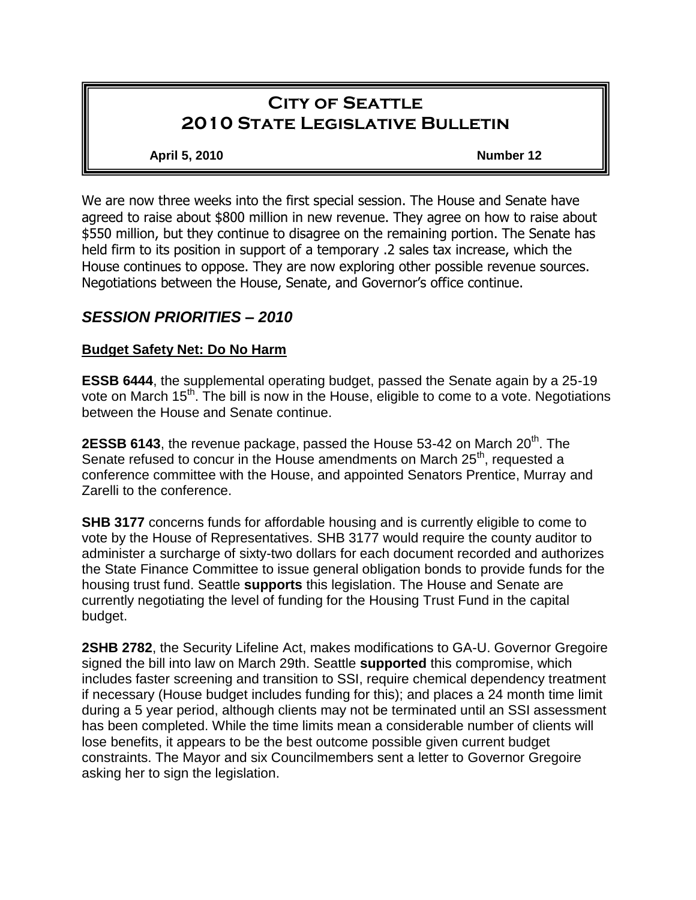# City of Seattle
# 2010 State Legislative Bulletin

**April 5, 2010** **Number 12**

We are now three weeks into the first special session. The House and Senate have agreed to raise about $800 million in new revenue. They agree on how to raise about $550 million, but they continue to disagree on the remaining portion. The Senate has held firm to its position in support of a temporary .2 sales tax increase, which the House continues to oppose. They are now exploring other possible revenue sources. Negotiations between the House, Senate, and Governor's office continue.

## *SESSION PRIORITIES – 2010*

### Budget Safety Net: Do No Harm

**ESSB 6444**, the supplemental operating budget, passed the Senate again by a 25-19 vote on March 15th. The bill is now in the House, eligible to come to a vote. Negotiations between the House and Senate continue.

**2ESSB 6143**, the revenue package, passed the House 53-42 on March 20th. The Senate refused to concur in the House amendments on March 25th, requested a conference committee with the House, and appointed Senators Prentice, Murray and Zarelli to the conference.

**SHB 3177** concerns funds for affordable housing and is currently eligible to come to vote by the House of Representatives. SHB 3177 would require the county auditor to administer a surcharge of sixty-two dollars for each document recorded and authorizes the State Finance Committee to issue general obligation bonds to provide funds for the housing trust fund. Seattle **supports** this legislation. The House and Senate are currently negotiating the level of funding for the Housing Trust Fund in the capital budget.

**2SHB 2782**, the Security Lifeline Act, makes modifications to GA-U. Governor Gregoire signed the bill into law on March 29th. Seattle **supported** this compromise, which includes faster screening and transition to SSI, require chemical dependency treatment if necessary (House budget includes funding for this); and places a 24 month time limit during a 5 year period, although clients may not be terminated until an SSI assessment has been completed. While the time limits mean a considerable number of clients will lose benefits, it appears to be the best outcome possible given current budget constraints. The Mayor and six Councilmembers sent a letter to Governor Gregoire asking her to sign the legislation.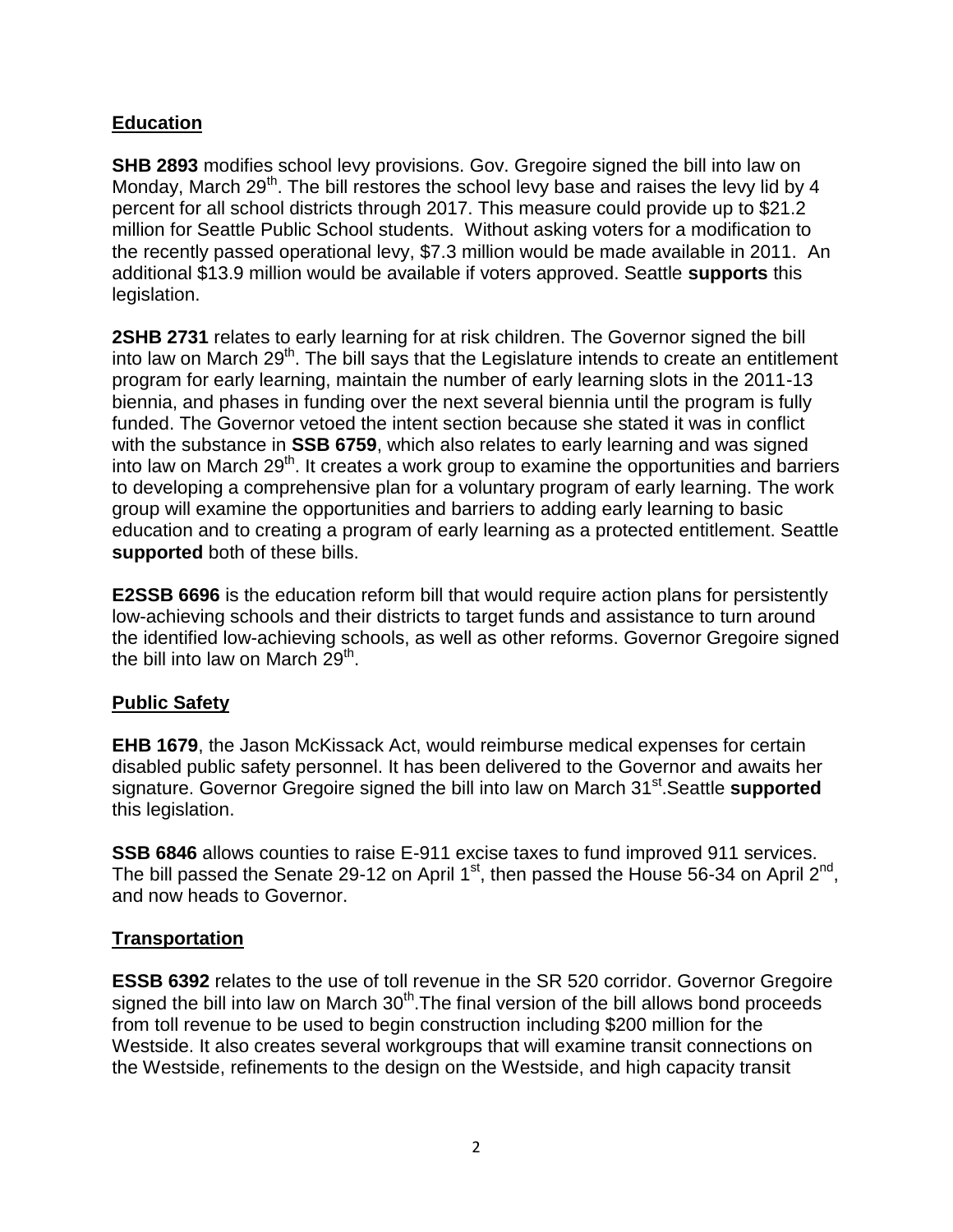## Education

**SHB 2893** modifies school levy provisions. Gov. Gregoire signed the bill into law on Monday, March 29th. The bill restores the school levy base and raises the levy lid by 4 percent for all school districts through 2017. This measure could provide up to $21.2 million for Seattle Public School students. Without asking voters for a modification to the recently passed operational levy, $7.3 million would be made available in 2011. An additional $13.9 million would be available if voters approved. Seattle **supports** this legislation.

**2SHB 2731** relates to early learning for at risk children. The Governor signed the bill into law on March 29th. The bill says that the Legislature intends to create an entitlement program for early learning, maintain the number of early learning slots in the 2011-13 biennia, and phases in funding over the next several biennia until the program is fully funded. The Governor vetoed the intent section because she stated it was in conflict with the substance in **SSB 6759**, which also relates to early learning and was signed into law on March 29th. It creates a work group to examine the opportunities and barriers to developing a comprehensive plan for a voluntary program of early learning. The work group will examine the opportunities and barriers to adding early learning to basic education and to creating a program of early learning as a protected entitlement. Seattle **supported** both of these bills.

**E2SSB 6696** is the education reform bill that would require action plans for persistently low-achieving schools and their districts to target funds and assistance to turn around the identified low-achieving schools, as well as other reforms. Governor Gregoire signed the bill into law on March 29th.

## Public Safety

**EHB 1679**, the Jason McKissack Act, would reimburse medical expenses for certain disabled public safety personnel. It has been delivered to the Governor and awaits her signature. Governor Gregoire signed the bill into law on March 31st.Seattle **supported** this legislation.

**SSB 6846** allows counties to raise E-911 excise taxes to fund improved 911 services. The bill passed the Senate 29-12 on April 1st, then passed the House 56-34 on April 2nd, and now heads to Governor.

## Transportation

**ESSB 6392** relates to the use of toll revenue in the SR 520 corridor. Governor Gregoire signed the bill into law on March 30th.The final version of the bill allows bond proceeds from toll revenue to be used to begin construction including $200 million for the Westside. It also creates several workgroups that will examine transit connections on the Westside, refinements to the design on the Westside, and high capacity transit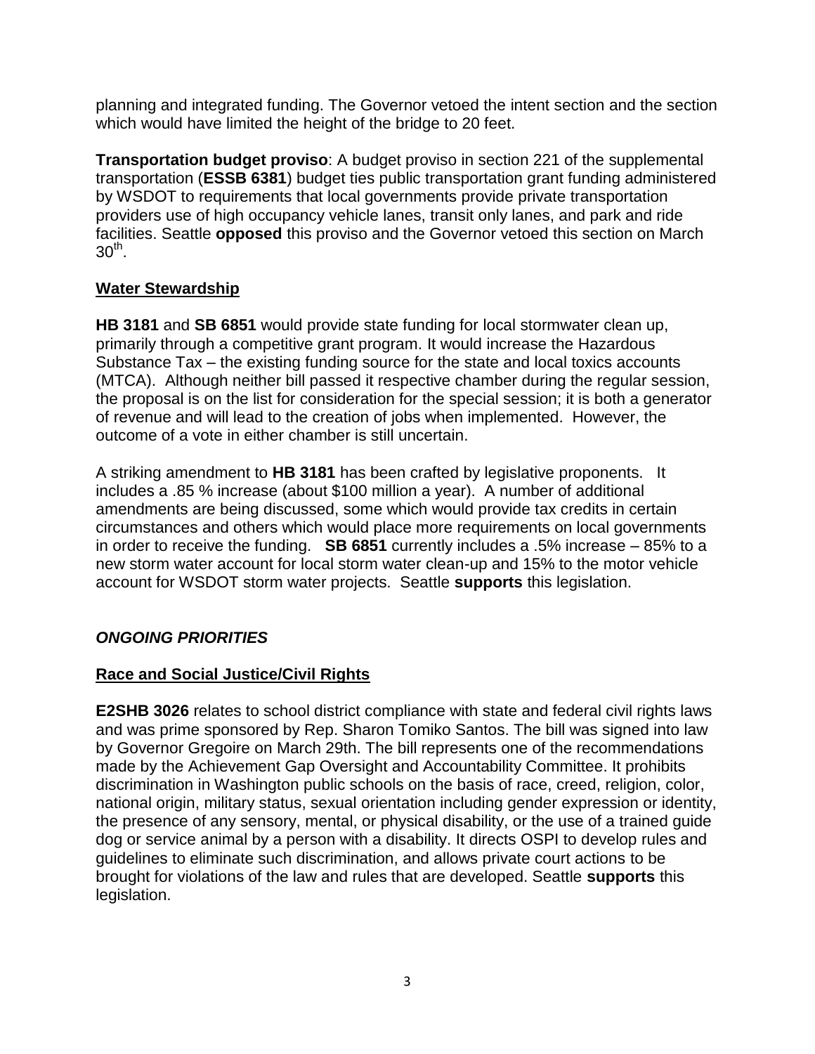planning and integrated funding. The Governor vetoed the intent section and the section which would have limited the height of the bridge to 20 feet.

**Transportation budget proviso**: A budget proviso in section 221 of the supplemental transportation (**ESSB 6381**) budget ties public transportation grant funding administered by WSDOT to requirements that local governments provide private transportation providers use of high occupancy vehicle lanes, transit only lanes, and park and ride facilities. Seattle **opposed** this proviso and the Governor vetoed this section on March 30th.

## Water Stewardship

**HB 3181** and **SB 6851** would provide state funding for local stormwater clean up, primarily through a competitive grant program. It would increase the Hazardous Substance Tax – the existing funding source for the state and local toxics accounts (MTCA). Although neither bill passed it respective chamber during the regular session, the proposal is on the list for consideration for the special session; it is both a generator of revenue and will lead to the creation of jobs when implemented. However, the outcome of a vote in either chamber is still uncertain.

A striking amendment to **HB 3181** has been crafted by legislative proponents. It includes a .85 % increase (about $100 million a year). A number of additional amendments are being discussed, some which would provide tax credits in certain circumstances and others which would place more requirements on local governments in order to receive the funding. **SB 6851** currently includes a .5% increase – 85% to a new storm water account for local storm water clean-up and 15% to the motor vehicle account for WSDOT storm water projects. Seattle **supports** this legislation.

# *ONGOING PRIORITIES*

## Race and Social Justice/Civil Rights

**E2SHB 3026** relates to school district compliance with state and federal civil rights laws and was prime sponsored by Rep. Sharon Tomiko Santos. The bill was signed into law by Governor Gregoire on March 29th. The bill represents one of the recommendations made by the Achievement Gap Oversight and Accountability Committee. It prohibits discrimination in Washington public schools on the basis of race, creed, religion, color, national origin, military status, sexual orientation including gender expression or identity, the presence of any sensory, mental, or physical disability, or the use of a trained guide dog or service animal by a person with a disability. It directs OSPI to develop rules and guidelines to eliminate such discrimination, and allows private court actions to be brought for violations of the law and rules that are developed. Seattle **supports** this legislation.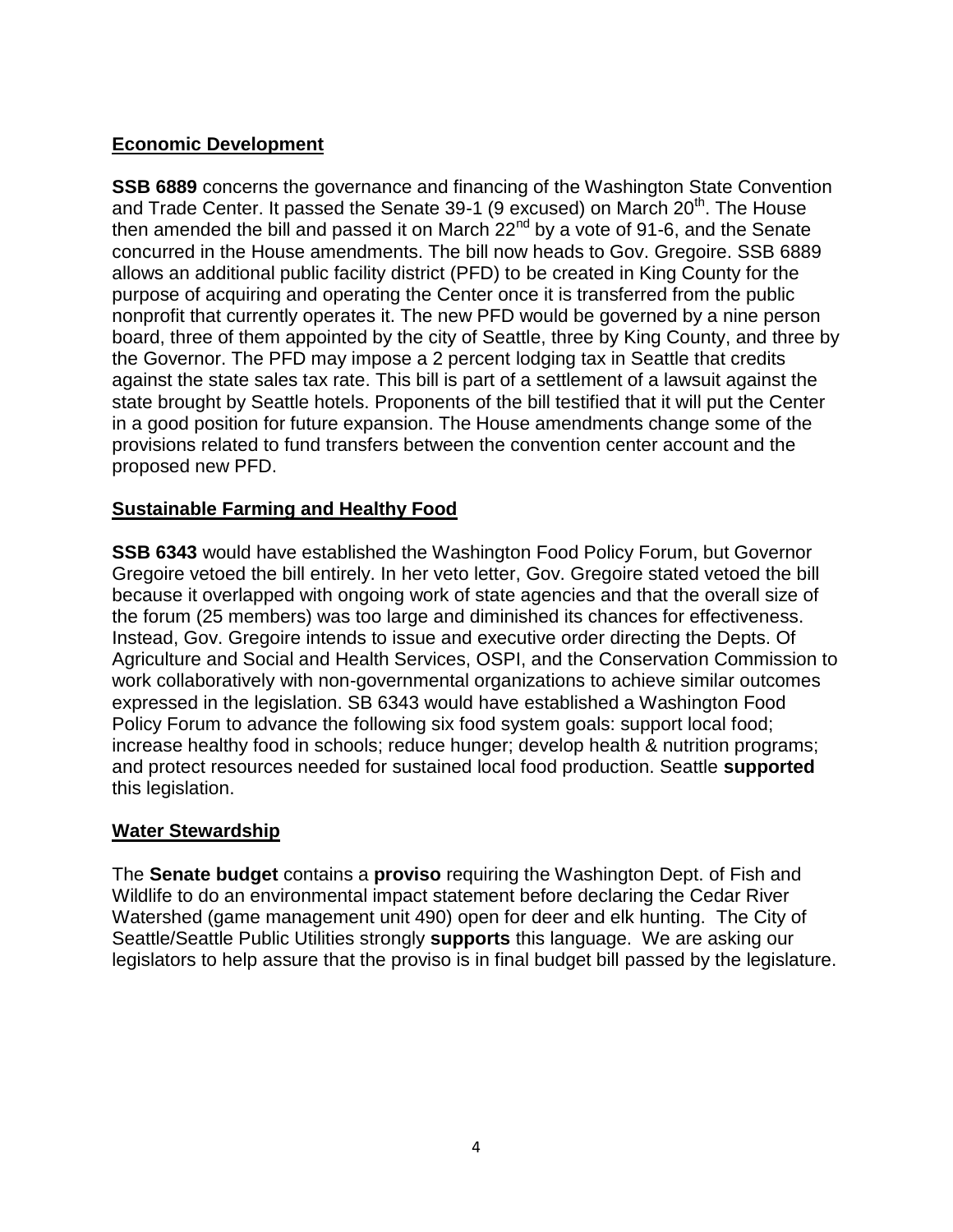## Economic Development

**SSB 6889** concerns the governance and financing of the Washington State Convention and Trade Center. It passed the Senate 39-1 (9 excused) on March 20th. The House then amended the bill and passed it on March 22nd by a vote of 91-6, and the Senate concurred in the House amendments. The bill now heads to Gov. Gregoire. SSB 6889 allows an additional public facility district (PFD) to be created in King County for the purpose of acquiring and operating the Center once it is transferred from the public nonprofit that currently operates it. The new PFD would be governed by a nine person board, three of them appointed by the city of Seattle, three by King County, and three by the Governor. The PFD may impose a 2 percent lodging tax in Seattle that credits against the state sales tax rate. This bill is part of a settlement of a lawsuit against the state brought by Seattle hotels. Proponents of the bill testified that it will put the Center in a good position for future expansion. The House amendments change some of the provisions related to fund transfers between the convention center account and the proposed new PFD.

## Sustainable Farming and Healthy Food

**SSB 6343** would have established the Washington Food Policy Forum, but Governor Gregoire vetoed the bill entirely. In her veto letter, Gov. Gregoire stated vetoed the bill because it overlapped with ongoing work of state agencies and that the overall size of the forum (25 members) was too large and diminished its chances for effectiveness. Instead, Gov. Gregoire intends to issue and executive order directing the Depts. Of Agriculture and Social and Health Services, OSPI, and the Conservation Commission to work collaboratively with non-governmental organizations to achieve similar outcomes expressed in the legislation. SB 6343 would have established a Washington Food Policy Forum to advance the following six food system goals: support local food; increase healthy food in schools; reduce hunger; develop health & nutrition programs; and protect resources needed for sustained local food production. Seattle **supported** this legislation.

## Water Stewardship

The **Senate budget** contains a **proviso** requiring the Washington Dept. of Fish and Wildlife to do an environmental impact statement before declaring the Cedar River Watershed (game management unit 490) open for deer and elk hunting. The City of Seattle/Seattle Public Utilities strongly **supports** this language. We are asking our legislators to help assure that the proviso is in final budget bill passed by the legislature.